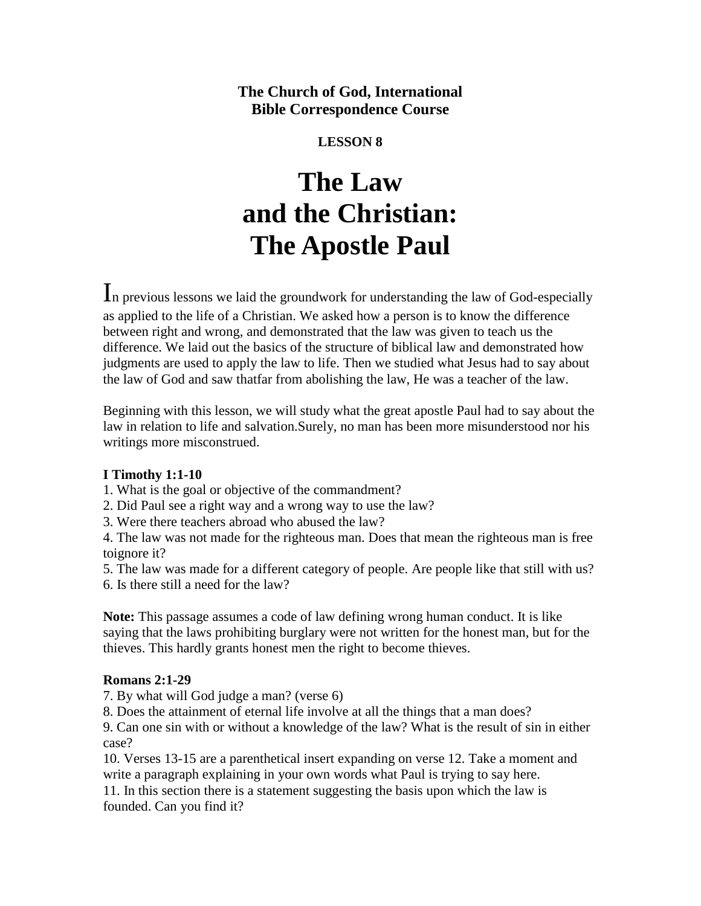**The Church of God, International**
**Bible Correspondence Course**

**LESSON 8**

# The Law and the Christian: The Apostle Paul

In previous lessons we laid the groundwork for understanding the law of God-especially as applied to the life of a Christian. We asked how a person is to know the difference between right and wrong, and demonstrated that the law was given to teach us the difference. We laid out the basics of the structure of biblical law and demonstrated how judgments are used to apply the law to life. Then we studied what Jesus had to say about the law of God and saw thatfar from abolishing the law, He was a teacher of the law.

Beginning with this lesson, we will study what the great apostle Paul had to say about the law in relation to life and salvation.Surely, no man has been more misunderstood nor his writings more misconstrued.

**I Timothy 1:1-10**

1. What is the goal or objective of the commandment?
2. Did Paul see a right way and a wrong way to use the law?
3. Were there teachers abroad who abused the law?
4. The law was not made for the righteous man. Does that mean the righteous man is free toignore it?
5. The law was made for a different category of people. Are people like that still with us?
6. Is there still a need for the law?

**Note:** This passage assumes a code of law defining wrong human conduct. It is like saying that the laws prohibiting burglary were not written for the honest man, but for the thieves. This hardly grants honest men the right to become thieves.

**Romans 2:1-29**

7. By what will God judge a man? (verse 6)
8. Does the attainment of eternal life involve at all the things that a man does?
9. Can one sin with or without a knowledge of the law? What is the result of sin in either case?
10. Verses 13-15 are a parenthetical insert expanding on verse 12. Take a moment and write a paragraph explaining in your own words what Paul is trying to say here.
11. In this section there is a statement suggesting the basis upon which the law is founded. Can you find it?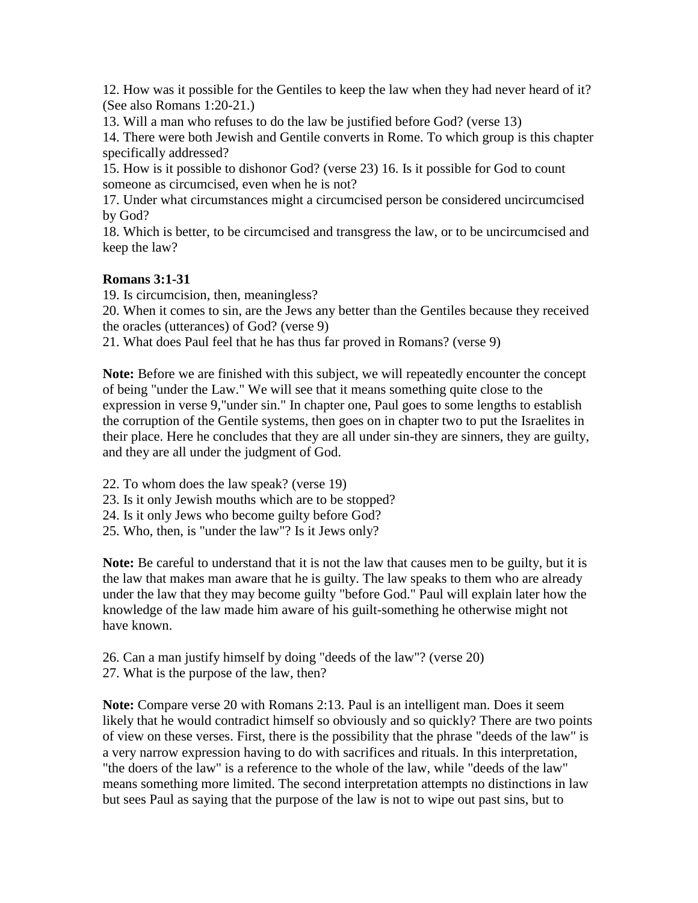12. How was it possible for the Gentiles to keep the law when they had never heard of it? (See also Romans 1:20-21.)

13. Will a man who refuses to do the law be justified before God? (verse 13)

14. There were both Jewish and Gentile converts in Rome. To which group is this chapter specifically addressed?

15. How is it possible to dishonor God? (verse 23) 16. Is it possible for God to count someone as circumcised, even when he is not?

17. Under what circumstances might a circumcised person be considered uncircumcised by God?

18. Which is better, to be circumcised and transgress the law, or to be uncircumcised and keep the law?

**Romans 3:1-31**

19. Is circumcision, then, meaningless?

20. When it comes to sin, are the Jews any better than the Gentiles because they received the oracles (utterances) of God? (verse 9)

21. What does Paul feel that he has thus far proved in Romans? (verse 9)

**Note:** Before we are finished with this subject, we will repeatedly encounter the concept of being "under the Law." We will see that it means something quite close to the expression in verse 9,"under sin." In chapter one, Paul goes to some lengths to establish the corruption of the Gentile systems, then goes on in chapter two to put the Israelites in their place. Here he concludes that they are all under sin-they are sinners, they are guilty, and they are all under the judgment of God.

22. To whom does the law speak? (verse 19)

23. Is it only Jewish mouths which are to be stopped?

24. Is it only Jews who become guilty before God?

25. Who, then, is "under the law"? Is it Jews only?

**Note:** Be careful to understand that it is not the law that causes men to be guilty, but it is the law that makes man aware that he is guilty. The law speaks to them who are already under the law that they may become guilty "before God." Paul will explain later how the knowledge of the law made him aware of his guilt-something he otherwise might not have known.

26. Can a man justify himself by doing "deeds of the law"? (verse 20)

27. What is the purpose of the law, then?

**Note:** Compare verse 20 with Romans 2:13. Paul is an intelligent man. Does it seem likely that he would contradict himself so obviously and so quickly? There are two points of view on these verses. First, there is the possibility that the phrase "deeds of the law" is a very narrow expression having to do with sacrifices and rituals. In this interpretation, "the doers of the law" is a reference to the whole of the law, while "deeds of the law" means something more limited. The second interpretation attempts no distinctions in law but sees Paul as saying that the purpose of the law is not to wipe out past sins, but to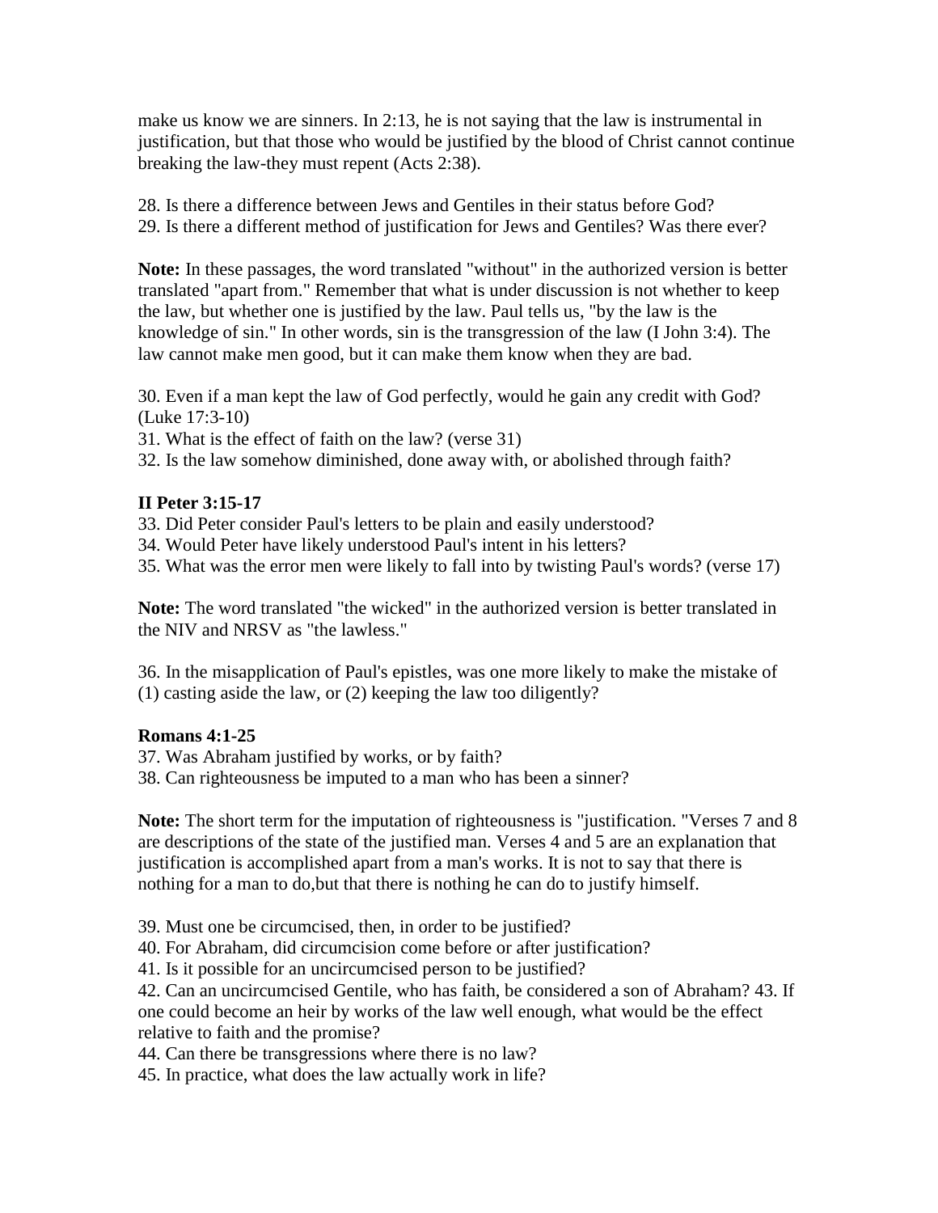make us know we are sinners. In 2:13, he is not saying that the law is instrumental in justification, but that those who would be justified by the blood of Christ cannot continue breaking the law-they must repent (Acts 2:38).

28. Is there a difference between Jews and Gentiles in their status before God?
29. Is there a different method of justification for Jews and Gentiles? Was there ever?

**Note:** In these passages, the word translated "without" in the authorized version is better translated "apart from." Remember that what is under discussion is not whether to keep the law, but whether one is justified by the law. Paul tells us, "by the law is the knowledge of sin." In other words, sin is the transgression of the law (I John 3:4). The law cannot make men good, but it can make them know when they are bad.

30. Even if a man kept the law of God perfectly, would he gain any credit with God? (Luke 17:3-10)
31. What is the effect of faith on the law? (verse 31)
32. Is the law somehow diminished, done away with, or abolished through faith?

**II Peter 3:15-17**

33. Did Peter consider Paul's letters to be plain and easily understood?
34. Would Peter have likely understood Paul's intent in his letters?
35. What was the error men were likely to fall into by twisting Paul's words? (verse 17)

**Note:** The word translated "the wicked" in the authorized version is better translated in the NIV and NRSV as "the lawless."

36. In the misapplication of Paul's epistles, was one more likely to make the mistake of (1) casting aside the law, or (2) keeping the law too diligently?

**Romans 4:1-25**

37. Was Abraham justified by works, or by faith?
38. Can righteousness be imputed to a man who has been a sinner?

**Note:** The short term for the imputation of righteousness is "justification. "Verses 7 and 8 are descriptions of the state of the justified man. Verses 4 and 5 are an explanation that justification is accomplished apart from a man's works. It is not to say that there is nothing for a man to do,but that there is nothing he can do to justify himself.

39. Must one be circumcised, then, in order to be justified?
40. For Abraham, did circumcision come before or after justification?
41. Is it possible for an uncircumcised person to be justified?
42. Can an uncircumcised Gentile, who has faith, be considered a son of Abraham?
43. If one could become an heir by works of the law well enough, what would be the effect relative to faith and the promise?
44. Can there be transgressions where there is no law?
45. In practice, what does the law actually work in life?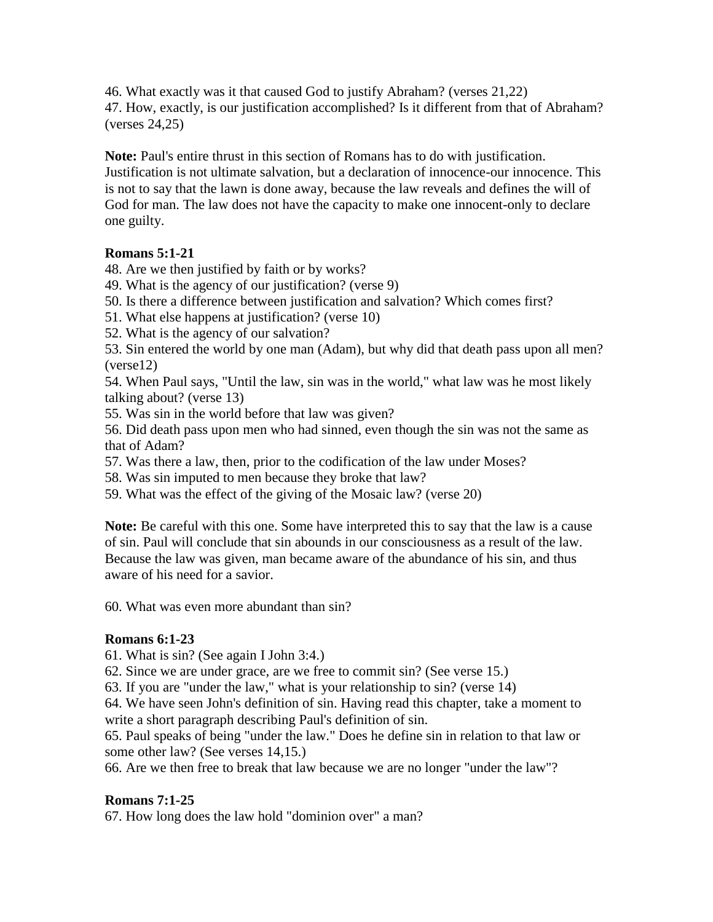46. What exactly was it that caused God to justify Abraham? (verses 21,22)
47. How, exactly, is our justification accomplished? Is it different from that of Abraham? (verses 24,25)

**Note:** Paul's entire thrust in this section of Romans has to do with justification. Justification is not ultimate salvation, but a declaration of innocence-our innocence. This is not to say that the lawn is done away, because the law reveals and defines the will of God for man. The law does not have the capacity to make one innocent-only to declare one guilty.

**Romans 5:1-21**

48. Are we then justified by faith or by works?
49. What is the agency of our justification? (verse 9)
50. Is there a difference between justification and salvation? Which comes first?
51. What else happens at justification? (verse 10)
52. What is the agency of our salvation?
53. Sin entered the world by one man (Adam), but why did that death pass upon all men? (verse12)
54. When Paul says, "Until the law, sin was in the world," what law was he most likely talking about? (verse 13)
55. Was sin in the world before that law was given?
56. Did death pass upon men who had sinned, even though the sin was not the same as that of Adam?
57. Was there a law, then, prior to the codification of the law under Moses?
58. Was sin imputed to men because they broke that law?
59. What was the effect of the giving of the Mosaic law? (verse 20)

**Note:** Be careful with this one. Some have interpreted this to say that the law is a cause of sin. Paul will conclude that sin abounds in our consciousness as a result of the law. Because the law was given, man became aware of the abundance of his sin, and thus aware of his need for a savior.

60. What was even more abundant than sin?

**Romans 6:1-23**

61. What is sin? (See again I John 3:4.)
62. Since we are under grace, are we free to commit sin? (See verse 15.)
63. If you are "under the law," what is your relationship to sin? (verse 14)
64. We have seen John's definition of sin. Having read this chapter, take a moment to write a short paragraph describing Paul's definition of sin.
65. Paul speaks of being "under the law." Does he define sin in relation to that law or some other law? (See verses 14,15.)
66. Are we then free to break that law because we are no longer "under the law"?

**Romans 7:1-25**

67. How long does the law hold "dominion over" a man?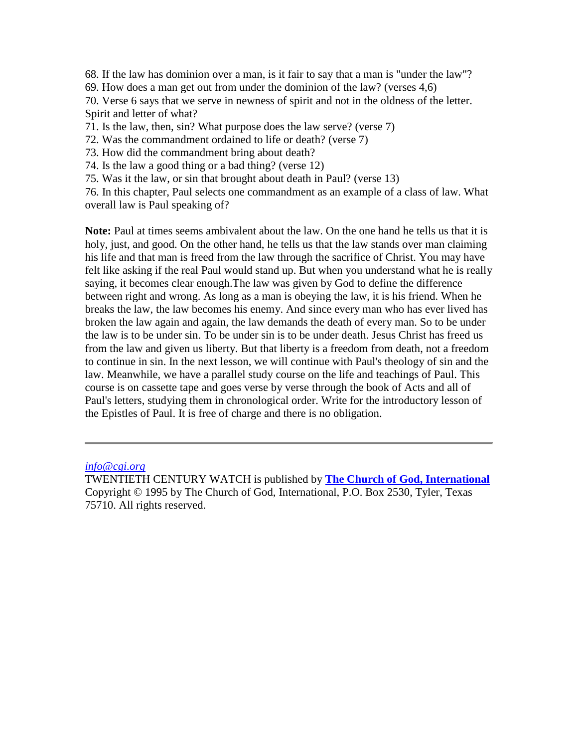68. If the law has dominion over a man, is it fair to say that a man is "under the law"?
69. How does a man get out from under the dominion of the law? (verses 4,6)
70. Verse 6 says that we serve in newness of spirit and not in the oldness of the letter. Spirit and letter of what?
71. Is the law, then, sin? What purpose does the law serve? (verse 7)
72. Was the commandment ordained to life or death? (verse 7)
73. How did the commandment bring about death?
74. Is the law a good thing or a bad thing? (verse 12)
75. Was it the law, or sin that brought about death in Paul? (verse 13)
76. In this chapter, Paul selects one commandment as an example of a class of law. What overall law is Paul speaking of?

**Note:** Paul at times seems ambivalent about the law. On the one hand he tells us that it is holy, just, and good. On the other hand, he tells us that the law stands over man claiming his life and that man is freed from the law through the sacrifice of Christ. You may have felt like asking if the real Paul would stand up. But when you understand what he is really saying, it becomes clear enough.The law was given by God to define the difference between right and wrong. As long as a man is obeying the law, it is his friend. When he breaks the law, the law becomes his enemy. And since every man who has ever lived has broken the law again and again, the law demands the death of every man. So to be under the law is to be under sin. To be under sin is to be under death. Jesus Christ has freed us from the law and given us liberty. But that liberty is a freedom from death, not a freedom to continue in sin. In the next lesson, we will continue with Paul's theology of sin and the law. Meanwhile, we have a parallel study course on the life and teachings of Paul. This course is on cassette tape and goes verse by verse through the book of Acts and all of Paul's letters, studying them in chronological order. Write for the introductory lesson of the Epistles of Paul. It is free of charge and there is no obligation.

---

*info@cgi.org*
TWENTIETH CENTURY WATCH is published by **The Church of God, International**
Copyright © 1995 by The Church of God, International, P.O. Box 2530, Tyler, Texas 75710. All rights reserved.